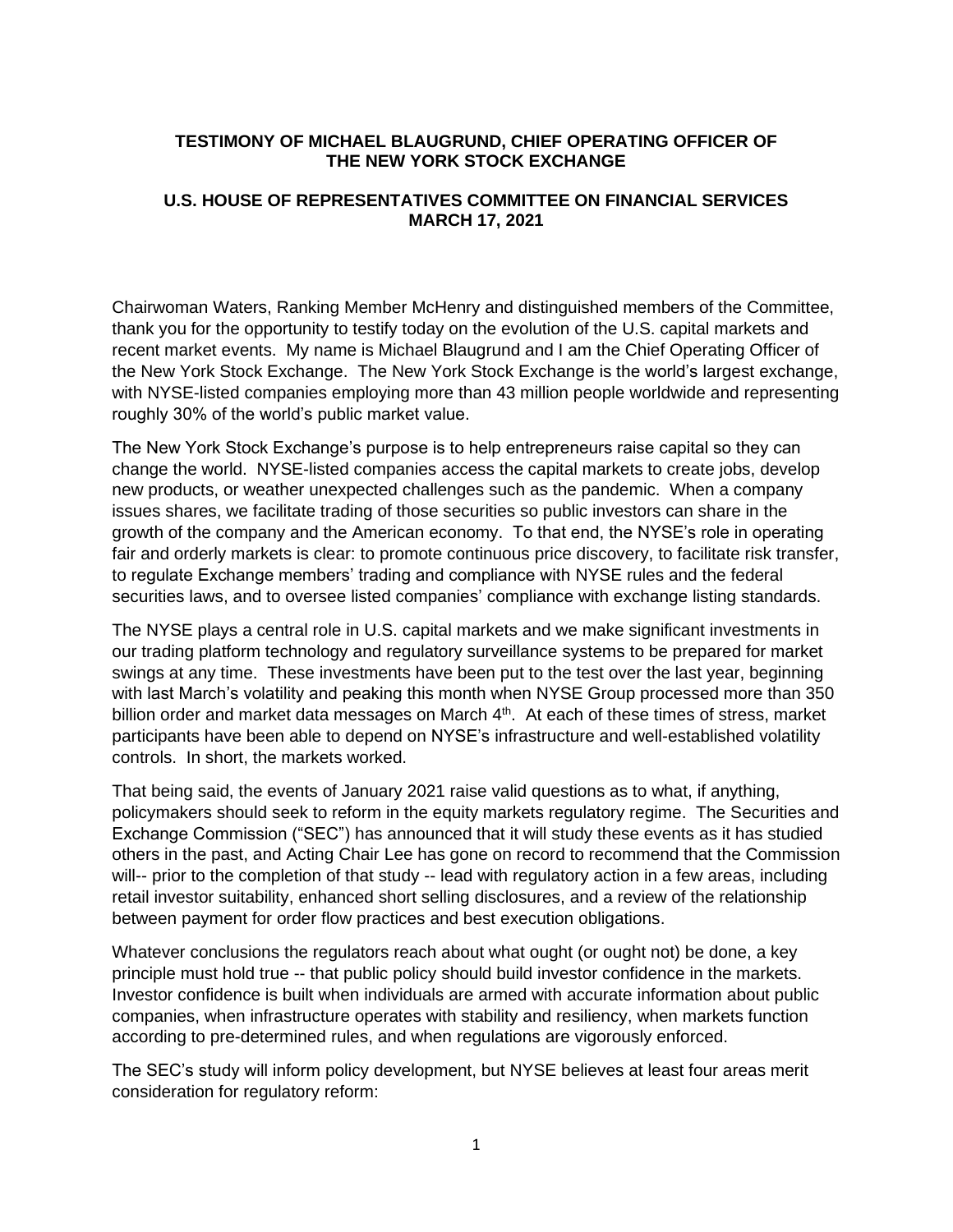**TESTIMONY OF MICHAEL BLAUGRUND, CHIEF OPERATING OFFICER OF THE NEW YORK STOCK EXCHANGE**

**U.S. HOUSE OF REPRESENTATIVES COMMITTEE ON FINANCIAL SERVICES MARCH 17, 2021**

Chairwoman Waters, Ranking Member McHenry and distinguished members of the Committee, thank you for the opportunity to testify today on the evolution of the U.S. capital markets and recent market events. My name is Michael Blaugrund and I am the Chief Operating Officer of the New York Stock Exchange. The New York Stock Exchange is the world's largest exchange, with NYSE-listed companies employing more than 43 million people worldwide and representing roughly 30% of the world's public market value.

The New York Stock Exchange's purpose is to help entrepreneurs raise capital so they can change the world. NYSE-listed companies access the capital markets to create jobs, develop new products, or weather unexpected challenges such as the pandemic. When a company issues shares, we facilitate trading of those securities so public investors can share in the growth of the company and the American economy. To that end, the NYSE's role in operating fair and orderly markets is clear: to promote continuous price discovery, to facilitate risk transfer, to regulate Exchange members' trading and compliance with NYSE rules and the federal securities laws, and to oversee listed companies' compliance with exchange listing standards.

The NYSE plays a central role in U.S. capital markets and we make significant investments in our trading platform technology and regulatory surveillance systems to be prepared for market swings at any time. These investments have been put to the test over the last year, beginning with last March's volatility and peaking this month when NYSE Group processed more than 350 billion order and market data messages on March 4th. At each of these times of stress, market participants have been able to depend on NYSE's infrastructure and well-established volatility controls. In short, the markets worked.

That being said, the events of January 2021 raise valid questions as to what, if anything, policymakers should seek to reform in the equity markets regulatory regime. The Securities and Exchange Commission ("SEC") has announced that it will study these events as it has studied others in the past, and Acting Chair Lee has gone on record to recommend that the Commission will-- prior to the completion of that study -- lead with regulatory action in a few areas, including retail investor suitability, enhanced short selling disclosures, and a review of the relationship between payment for order flow practices and best execution obligations.

Whatever conclusions the regulators reach about what ought (or ought not) be done, a key principle must hold true -- that public policy should build investor confidence in the markets. Investor confidence is built when individuals are armed with accurate information about public companies, when infrastructure operates with stability and resiliency, when markets function according to pre-determined rules, and when regulations are vigorously enforced.

The SEC's study will inform policy development, but NYSE believes at least four areas merit consideration for regulatory reform: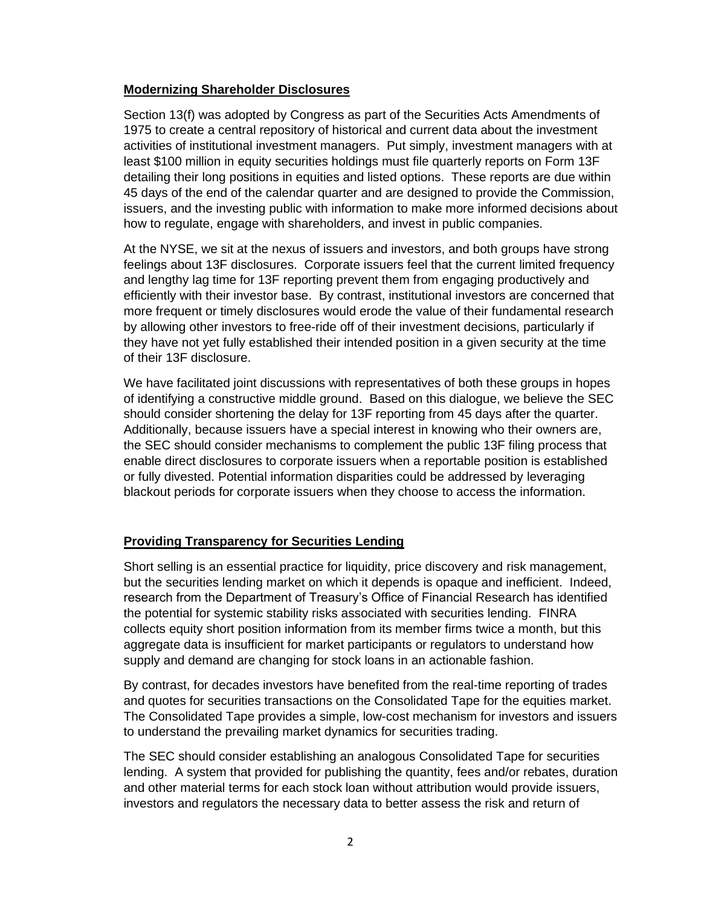**Modernizing Shareholder Disclosures**

Section 13(f) was adopted by Congress as part of the Securities Acts Amendments of 1975 to create a central repository of historical and current data about the investment activities of institutional investment managers. Put simply, investment managers with at least $100 million in equity securities holdings must file quarterly reports on Form 13F detailing their long positions in equities and listed options. These reports are due within 45 days of the end of the calendar quarter and are designed to provide the Commission, issuers, and the investing public with information to make more informed decisions about how to regulate, engage with shareholders, and invest in public companies.

At the NYSE, we sit at the nexus of issuers and investors, and both groups have strong feelings about 13F disclosures. Corporate issuers feel that the current limited frequency and lengthy lag time for 13F reporting prevent them from engaging productively and efficiently with their investor base. By contrast, institutional investors are concerned that more frequent or timely disclosures would erode the value of their fundamental research by allowing other investors to free-ride off of their investment decisions, particularly if they have not yet fully established their intended position in a given security at the time of their 13F disclosure.

We have facilitated joint discussions with representatives of both these groups in hopes of identifying a constructive middle ground. Based on this dialogue, we believe the SEC should consider shortening the delay for 13F reporting from 45 days after the quarter. Additionally, because issuers have a special interest in knowing who their owners are, the SEC should consider mechanisms to complement the public 13F filing process that enable direct disclosures to corporate issuers when a reportable position is established or fully divested. Potential information disparities could be addressed by leveraging blackout periods for corporate issuers when they choose to access the information.

**Providing Transparency for Securities Lending**

Short selling is an essential practice for liquidity, price discovery and risk management, but the securities lending market on which it depends is opaque and inefficient. Indeed, research from the Department of Treasury's Office of Financial Research has identified the potential for systemic stability risks associated with securities lending. FINRA collects equity short position information from its member firms twice a month, but this aggregate data is insufficient for market participants or regulators to understand how supply and demand are changing for stock loans in an actionable fashion.

By contrast, for decades investors have benefited from the real-time reporting of trades and quotes for securities transactions on the Consolidated Tape for the equities market. The Consolidated Tape provides a simple, low-cost mechanism for investors and issuers to understand the prevailing market dynamics for securities trading.

The SEC should consider establishing an analogous Consolidated Tape for securities lending. A system that provided for publishing the quantity, fees and/or rebates, duration and other material terms for each stock loan without attribution would provide issuers, investors and regulators the necessary data to better assess the risk and return of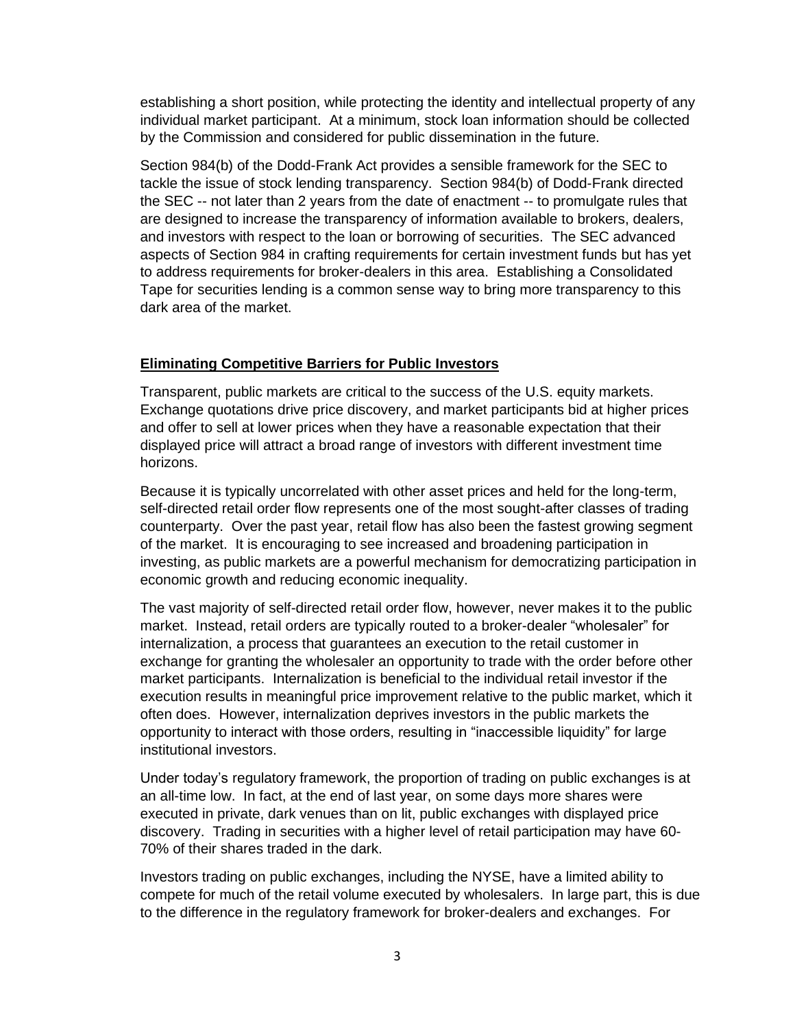establishing a short position, while protecting the identity and intellectual property of any individual market participant. At a minimum, stock loan information should be collected by the Commission and considered for public dissemination in the future.

Section 984(b) of the Dodd-Frank Act provides a sensible framework for the SEC to tackle the issue of stock lending transparency. Section 984(b) of Dodd-Frank directed the SEC -- not later than 2 years from the date of enactment -- to promulgate rules that are designed to increase the transparency of information available to brokers, dealers, and investors with respect to the loan or borrowing of securities. The SEC advanced aspects of Section 984 in crafting requirements for certain investment funds but has yet to address requirements for broker-dealers in this area. Establishing a Consolidated Tape for securities lending is a common sense way to bring more transparency to this dark area of the market.

**Eliminating Competitive Barriers for Public Investors**

Transparent, public markets are critical to the success of the U.S. equity markets. Exchange quotations drive price discovery, and market participants bid at higher prices and offer to sell at lower prices when they have a reasonable expectation that their displayed price will attract a broad range of investors with different investment time horizons.

Because it is typically uncorrelated with other asset prices and held for the long-term, self-directed retail order flow represents one of the most sought-after classes of trading counterparty. Over the past year, retail flow has also been the fastest growing segment of the market. It is encouraging to see increased and broadening participation in investing, as public markets are a powerful mechanism for democratizing participation in economic growth and reducing economic inequality.

The vast majority of self-directed retail order flow, however, never makes it to the public market. Instead, retail orders are typically routed to a broker-dealer "wholesaler" for internalization, a process that guarantees an execution to the retail customer in exchange for granting the wholesaler an opportunity to trade with the order before other market participants. Internalization is beneficial to the individual retail investor if the execution results in meaningful price improvement relative to the public market, which it often does. However, internalization deprives investors in the public markets the opportunity to interact with those orders, resulting in "inaccessible liquidity" for large institutional investors.

Under today's regulatory framework, the proportion of trading on public exchanges is at an all-time low. In fact, at the end of last year, on some days more shares were executed in private, dark venues than on lit, public exchanges with displayed price discovery. Trading in securities with a higher level of retail participation may have 60-70% of their shares traded in the dark.

Investors trading on public exchanges, including the NYSE, have a limited ability to compete for much of the retail volume executed by wholesalers. In large part, this is due to the difference in the regulatory framework for broker-dealers and exchanges. For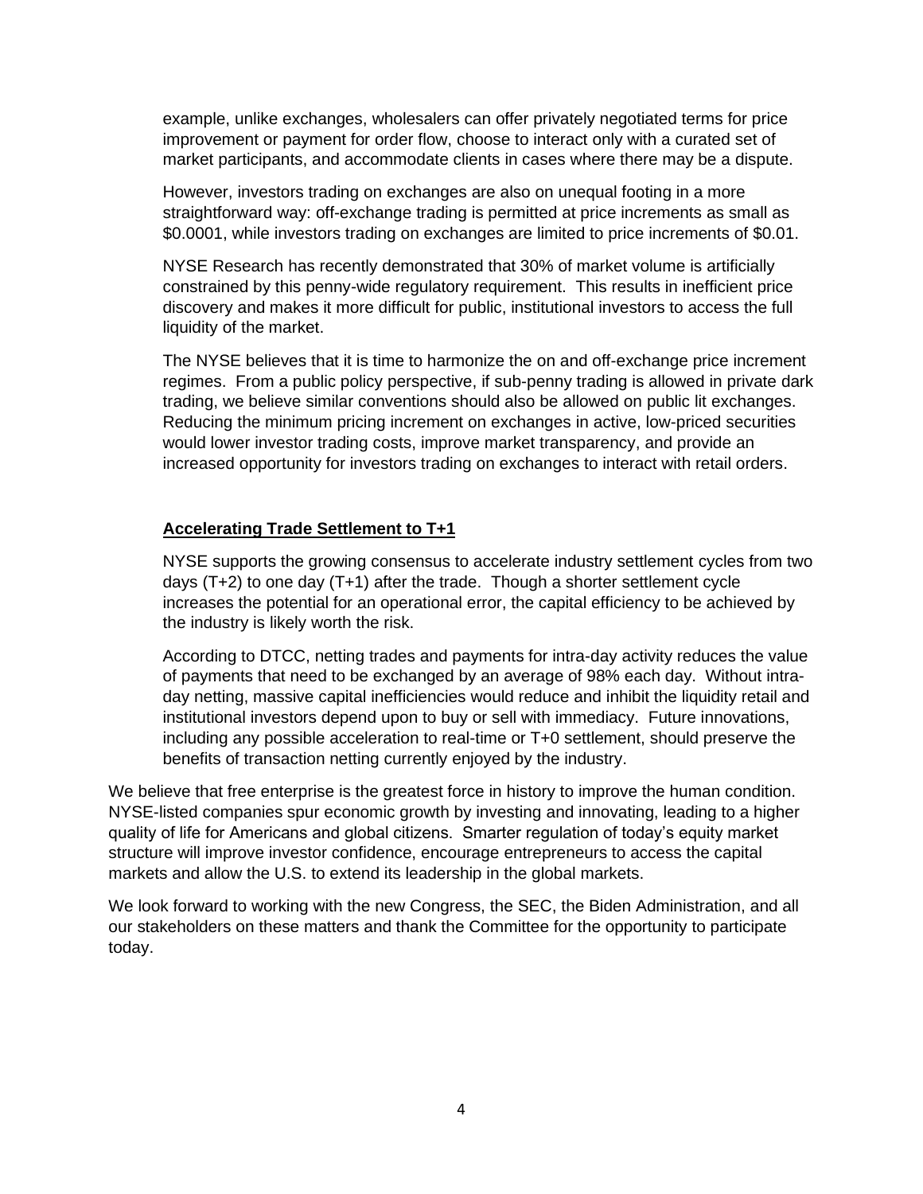example, unlike exchanges, wholesalers can offer privately negotiated terms for price improvement or payment for order flow, choose to interact only with a curated set of market participants, and accommodate clients in cases where there may be a dispute.

However, investors trading on exchanges are also on unequal footing in a more straightforward way: off-exchange trading is permitted at price increments as small as $0.0001, while investors trading on exchanges are limited to price increments of $0.01.

NYSE Research has recently demonstrated that 30% of market volume is artificially constrained by this penny-wide regulatory requirement. This results in inefficient price discovery and makes it more difficult for public, institutional investors to access the full liquidity of the market.

The NYSE believes that it is time to harmonize the on and off-exchange price increment regimes. From a public policy perspective, if sub-penny trading is allowed in private dark trading, we believe similar conventions should also be allowed on public lit exchanges. Reducing the minimum pricing increment on exchanges in active, low-priced securities would lower investor trading costs, improve market transparency, and provide an increased opportunity for investors trading on exchanges to interact with retail orders.

**Accelerating Trade Settlement to T+1**

NYSE supports the growing consensus to accelerate industry settlement cycles from two days (T+2) to one day (T+1) after the trade. Though a shorter settlement cycle increases the potential for an operational error, the capital efficiency to be achieved by the industry is likely worth the risk.

According to DTCC, netting trades and payments for intra-day activity reduces the value of payments that need to be exchanged by an average of 98% each day. Without intra-day netting, massive capital inefficiencies would reduce and inhibit the liquidity retail and institutional investors depend upon to buy or sell with immediacy. Future innovations, including any possible acceleration to real-time or T+0 settlement, should preserve the benefits of transaction netting currently enjoyed by the industry.

We believe that free enterprise is the greatest force in history to improve the human condition. NYSE-listed companies spur economic growth by investing and innovating, leading to a higher quality of life for Americans and global citizens. Smarter regulation of today's equity market structure will improve investor confidence, encourage entrepreneurs to access the capital markets and allow the U.S. to extend its leadership in the global markets.

We look forward to working with the new Congress, the SEC, the Biden Administration, and all our stakeholders on these matters and thank the Committee for the opportunity to participate today.